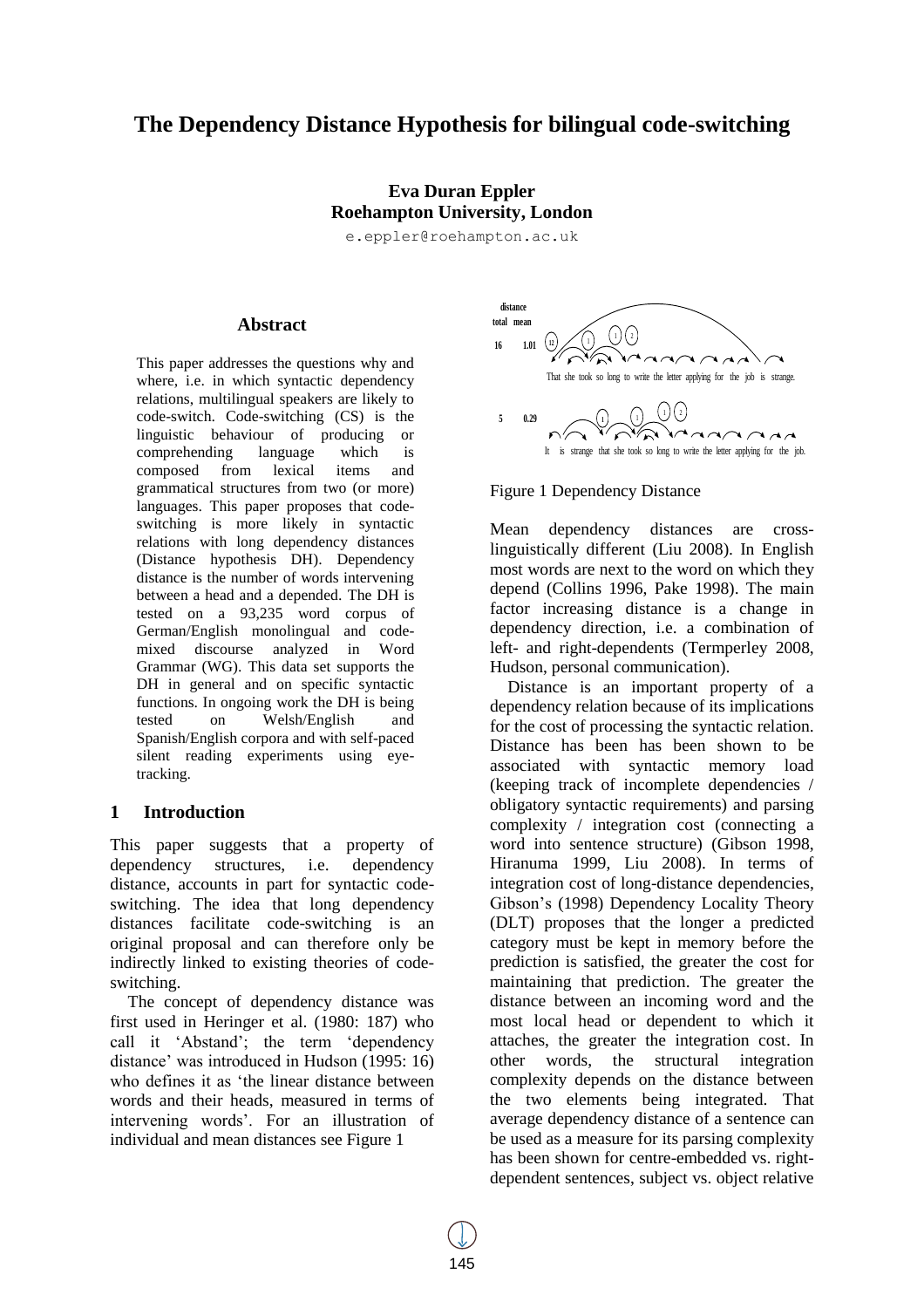# The Dependency Distance Hypothesis for bilingual code-switching

**Eva Duran Eppler**
**Roehampton University, London**
e.eppler@roehampton.ac.uk

## Abstract

This paper addresses the questions why and where, i.e. in which syntactic dependency relations, multilingual speakers are likely to code-switch. Code-switching (CS) is the linguistic behaviour of producing or comprehending language which is composed from lexical items and grammatical structures from two (or more) languages. This paper proposes that code-switching is more likely in syntactic relations with long dependency distances (Distance hypothesis DH). Dependency distance is the number of words intervening between a head and a depended. The DH is tested on a 93,235 word corpus of German/English monolingual and code-mixed discourse analyzed in Word Grammar (WG). This data set supports the DH in general and on specific syntactic functions. In ongoing work the DH is being tested on Welsh/English and Spanish/English corpora and with self-paced silent reading experiments using eye-tracking.

## 1 Introduction

This paper suggests that a property of dependency structures, i.e. dependency distance, accounts in part for syntactic code-switching. The idea that long dependency distances facilitate code-switching is an original proposal and can therefore only be indirectly linked to existing theories of code-switching.

The concept of dependency distance was first used in Heringer et al. (1980: 187) who call it 'Abstand'; the term 'dependency distance' was introduced in Hudson (1995: 16) who defines it as 'the linear distance between words and their heads, measured in terms of intervening words'. For an illustration of individual and mean distances see Figure 1

| distance total | mean | |
|---|---|---|
| 16 | 1.01 | That she took so long to write the letter applying for the job is strange. |
| 5 | 0.29 | It is strange that she took so long to write the letter applying for the job. |

Figure 1 Dependency Distance

Mean dependency distances are cross-linguistically different (Liu 2008). In English most words are next to the word on which they depend (Collins 1996, Pake 1998). The main factor increasing distance is a change in dependency direction, i.e. a combination of left- and right-dependents (Termperley 2008, Hudson, personal communication).

Distance is an important property of a dependency relation because of its implications for the cost of processing the syntactic relation. Distance has been has been shown to be associated with syntactic memory load (keeping track of incomplete dependencies / obligatory syntactic requirements) and parsing complexity / integration cost (connecting a word into sentence structure) (Gibson 1998, Hiranuma 1999, Liu 2008). In terms of integration cost of long-distance dependencies, Gibson's (1998) Dependency Locality Theory (DLT) proposes that the longer a predicted category must be kept in memory before the prediction is satisfied, the greater the cost for maintaining that prediction. The greater the distance between an incoming word and the most local head or dependent to which it attaches, the greater the integration cost. In other words, the structural integration complexity depends on the distance between the two elements being integrated. That average dependency distance of a sentence can be used as a measure for its parsing complexity has been shown for centre-embedded vs. right-dependent sentences, subject vs. object relative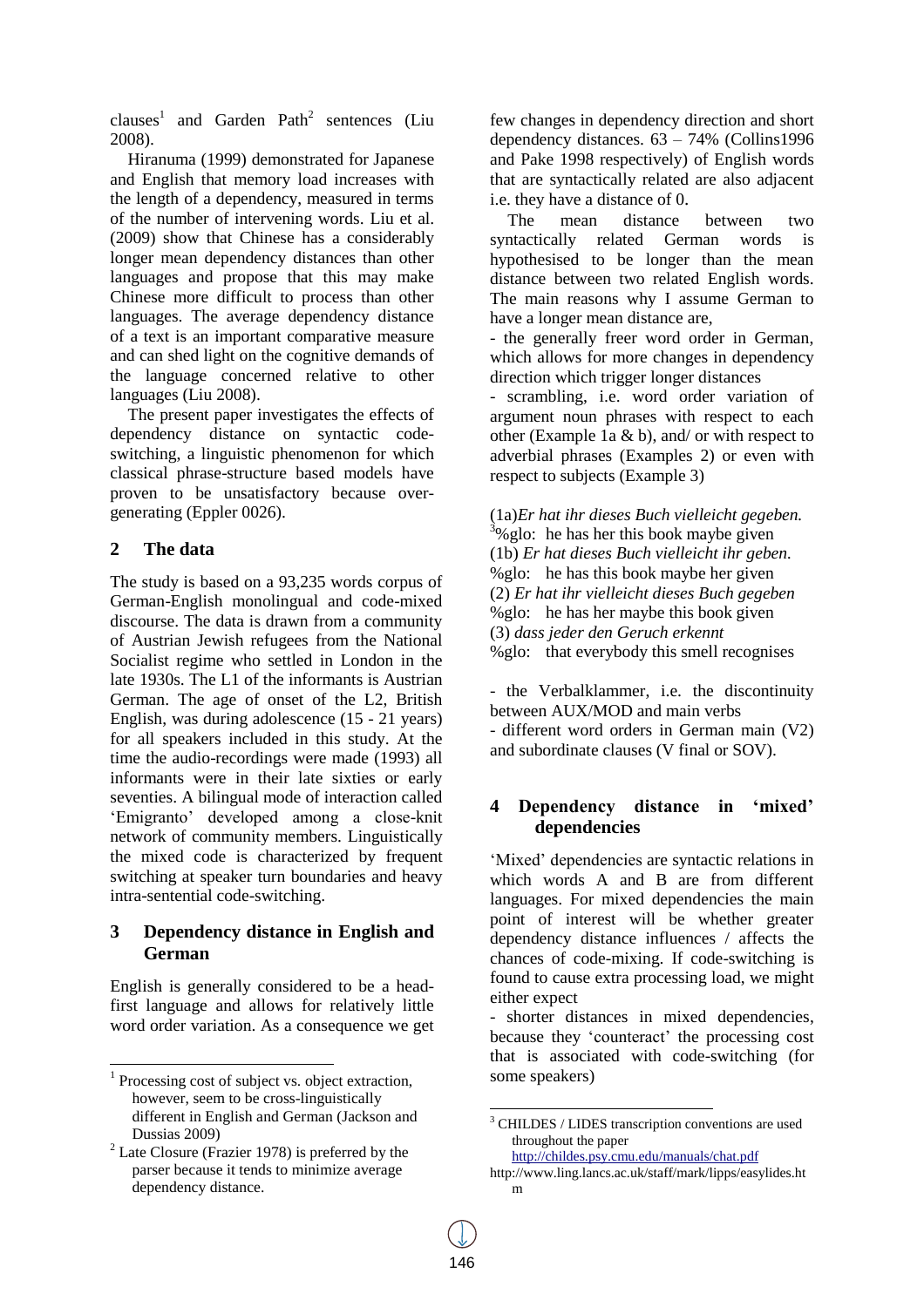clauses[1] and Garden Path[2] sentences (Liu 2008).

Hiranuma (1999) demonstrated for Japanese and English that memory load increases with the length of a dependency, measured in terms of the number of intervening words. Liu et al. (2009) show that Chinese has a considerably longer mean dependency distances than other languages and propose that this may make Chinese more difficult to process than other languages. The average dependency distance of a text is an important comparative measure and can shed light on the cognitive demands of the language concerned relative to other languages (Liu 2008).

The present paper investigates the effects of dependency distance on syntactic code-switching, a linguistic phenomenon for which classical phrase-structure based models have proven to be unsatisfactory because over-generating (Eppler 0026).

## 2 The data

The study is based on a 93,235 words corpus of German-English monolingual and code-mixed discourse. The data is drawn from a community of Austrian Jewish refugees from the National Socialist regime who settled in London in the late 1930s. The L1 of the informants is Austrian German. The age of onset of the L2, British English, was during adolescence (15 - 21 years) for all speakers included in this study. At the time the audio-recordings were made (1993) all informants were in their late sixties or early seventies. A bilingual mode of interaction called 'Emigranto' developed among a close-knit network of community members. Linguistically the mixed code is characterized by frequent switching at speaker turn boundaries and heavy intra-sentential code-switching.

## 3 Dependency distance in English and German

English is generally considered to be a head-first language and allows for relatively little word order variation. As a consequence we get few changes in dependency direction and short dependency distances. 63 – 74% (Collins1996 and Pake 1998 respectively) of English words that are syntactically related are also adjacent i.e. they have a distance of 0.

The mean distance between two syntactically related German words is hypothesised to be longer than the mean distance between two related English words. The main reasons why I assume German to have a longer mean distance are,

- the generally freer word order in German, which allows for more changes in dependency direction which trigger longer distances
- scrambling, i.e. word order variation of argument noun phrases with respect to each other (Example 1a & b), and/ or with respect to adverbial phrases (Examples 2) or even with respect to subjects (Example 3)

(1a) *Er hat ihr dieses Buch vielleicht gegeben.*
[3]%glo: he has her this book maybe given
(1b) *Er hat dieses Buch vielleicht ihr geben.*
%glo: he has this book maybe her given
(2) *Er hat ihr vielleicht dieses Buch gegeben*
%glo: he has her maybe this book given
(3) *dass jeder den Geruch erkennt*
%glo: that everybody this smell recognises

- the Verbalklammer, i.e. the discontinuity between AUX/MOD and main verbs
- different word orders in German main (V2) and subordinate clauses (V final or SOV).

## 4 Dependency distance in 'mixed' dependencies

'Mixed' dependencies are syntactic relations in which words A and B are from different languages. For mixed dependencies the main point of interest will be whether greater dependency distance influences / affects the chances of code-mixing. If code-switching is found to cause extra processing load, we might either expect

- shorter distances in mixed dependencies, because they 'counteract' the processing cost that is associated with code-switching (for some speakers)

---

[1] Processing cost of subject vs. object extraction, however, seem to be cross-linguistically different in English and German (Jackson and Dussias 2009)

[2] Late Closure (Frazier 1978) is preferred by the parser because it tends to minimize average dependency distance.

[3] CHILDES / LIDES transcription conventions are used throughout the paper http://childes.psy.cmu.edu/manuals/chat.pdf http://www.ling.lancs.ac.uk/staff/mark/lipps/easylides.htm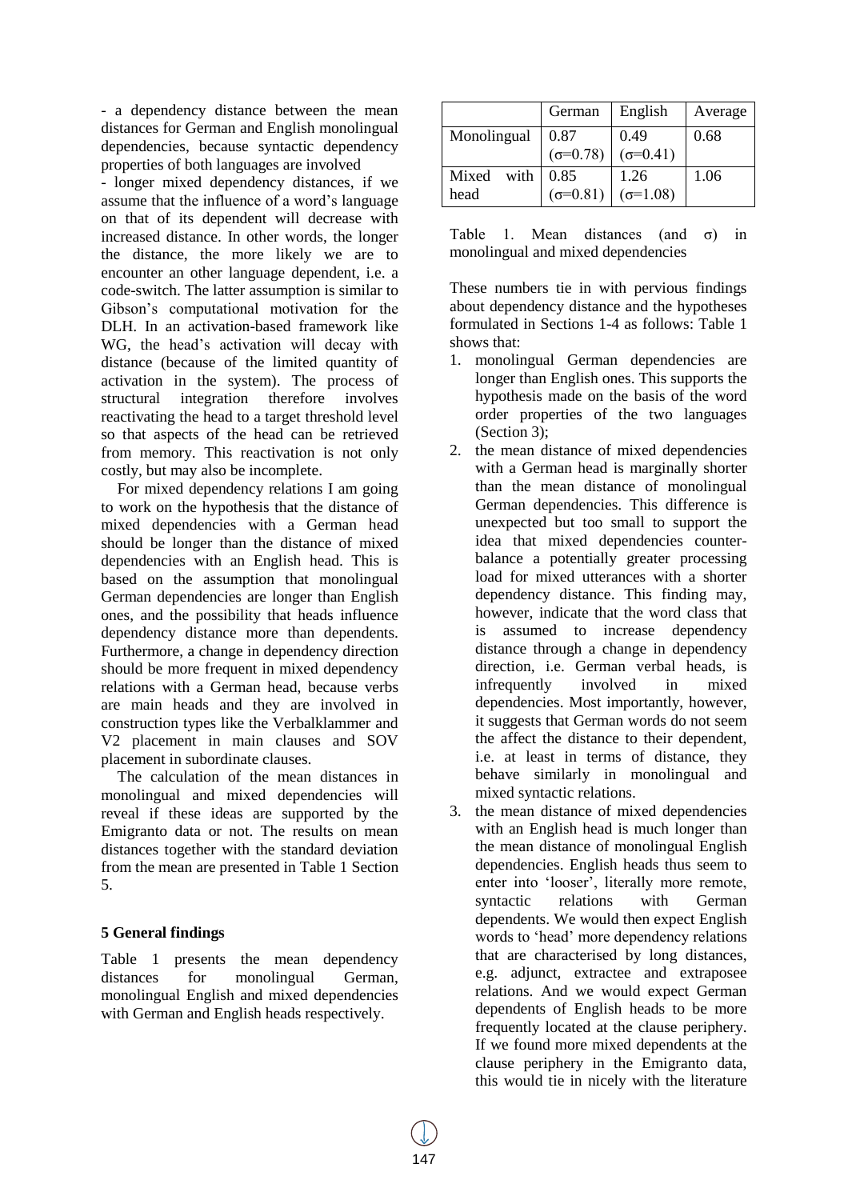- a dependency distance between the mean distances for German and English monolingual dependencies, because syntactic dependency properties of both languages are involved

- longer mixed dependency distances, if we assume that the influence of a word's language on that of its dependent will decrease with increased distance. In other words, the longer the distance, the more likely we are to encounter an other language dependent, i.e. a code-switch. The latter assumption is similar to Gibson's computational motivation for the DLH. In an activation-based framework like WG, the head's activation will decay with distance (because of the limited quantity of activation in the system). The process of structural integration therefore involves reactivating the head to a target threshold level so that aspects of the head can be retrieved from memory. This reactivation is not only costly, but may also be incomplete.

For mixed dependency relations I am going to work on the hypothesis that the distance of mixed dependencies with a German head should be longer than the distance of mixed dependencies with an English head. This is based on the assumption that monolingual German dependencies are longer than English ones, and the possibility that heads influence dependency distance more than dependents. Furthermore, a change in dependency direction should be more frequent in mixed dependency relations with a German head, because verbs are main heads and they are involved in construction types like the Verbalklammer and V2 placement in main clauses and SOV placement in subordinate clauses.

The calculation of the mean distances in monolingual and mixed dependencies will reveal if these ideas are supported by the Emigranto data or not. The results on mean distances together with the standard deviation from the mean are presented in Table 1 Section 5.

## 5 General findings

Table 1 presents the mean dependency distances for monolingual German, monolingual English and mixed dependencies with German and English heads respectively.

| | German | English | Average |
|---|---|---|---|
| Monolingual | 0.87 ($\sigma$=0.78) | 0.49 ($\sigma$=0.41) | 0.68 |
| Mixed with head | 0.85 ($\sigma$=0.81) | 1.26 ($\sigma$=1.08) | 1.06 |

Table 1. Mean distances (and $\sigma$) in monolingual and mixed dependencies

These numbers tie in with pervious findings about dependency distance and the hypotheses formulated in Sections 1-4 as follows: Table 1 shows that:

1. monolingual German dependencies are longer than English ones. This supports the hypothesis made on the basis of the word order properties of the two languages (Section 3);
2. the mean distance of mixed dependencies with a German head is marginally shorter than the mean distance of monolingual German dependencies. This difference is unexpected but too small to support the idea that mixed dependencies counter-balance a potentially greater processing load for mixed utterances with a shorter dependency distance. This finding may, however, indicate that the word class that is assumed to increase dependency distance through a change in dependency direction, i.e. German verbal heads, is infrequently involved in mixed dependencies. Most importantly, however, it suggests that German words do not seem the affect the distance to their dependent, i.e. at least in terms of distance, they behave similarly in monolingual and mixed syntactic relations.
3. the mean distance of mixed dependencies with an English head is much longer than the mean distance of monolingual English dependencies. English heads thus seem to enter into 'looser', literally more remote, syntactic relations with German dependents. We would then expect English words to 'head' more dependency relations that are characterised by long distances, e.g. adjunct, extractee and extraposee relations. And we would expect German dependents of English heads to be more frequently located at the clause periphery. If we found more mixed dependents at the clause periphery in the Emigranto data, this would tie in nicely with the literature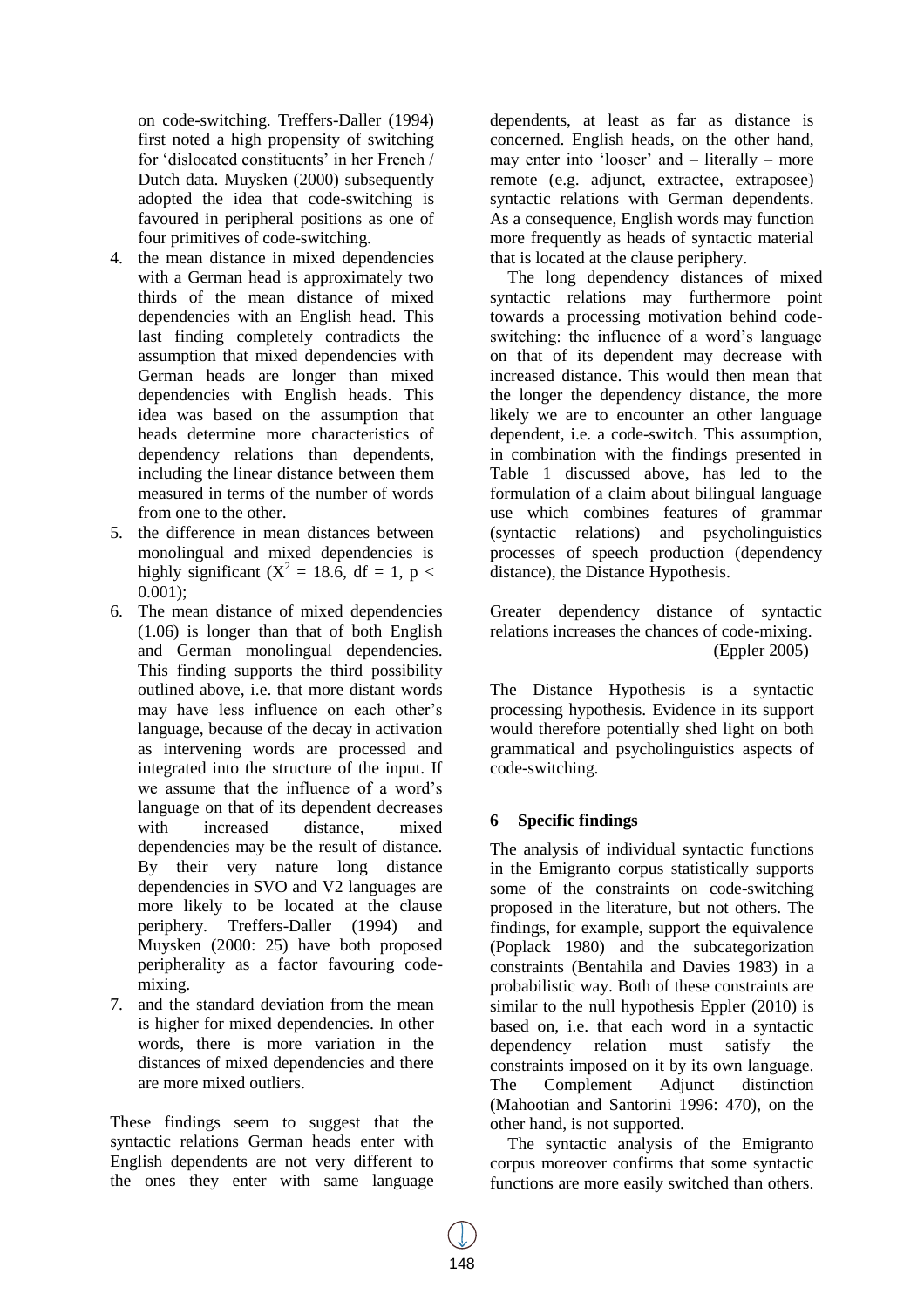on code-switching. Treffers-Daller (1994) first noted a high propensity of switching for 'dislocated constituents' in her French / Dutch data. Muysken (2000) subsequently adopted the idea that code-switching is favoured in peripheral positions as one of four primitives of code-switching.

4. the mean distance in mixed dependencies with a German head is approximately two thirds of the mean distance of mixed dependencies with an English head. This last finding completely contradicts the assumption that mixed dependencies with German heads are longer than mixed dependencies with English heads. This idea was based on the assumption that heads determine more characteristics of dependency relations than dependents, including the linear distance between them measured in terms of the number of words from one to the other.
5. the difference in mean distances between monolingual and mixed dependencies is highly significant ($X^2 = 18.6$, df = 1, $p < 0.001$);
6. The mean distance of mixed dependencies (1.06) is longer than that of both English and German monolingual dependencies. This finding supports the third possibility outlined above, i.e. that more distant words may have less influence on each other's language, because of the decay in activation as intervening words are processed and integrated into the structure of the input. If we assume that the influence of a word's language on that of its dependent decreases with increased distance, mixed dependencies may be the result of distance. By their very nature long distance dependencies in SVO and V2 languages are more likely to be located at the clause periphery. Treffers-Daller (1994) and Muysken (2000: 25) have both proposed peripherality as a factor favouring code-mixing.
7. and the standard deviation from the mean is higher for mixed dependencies. In other words, there is more variation in the distances of mixed dependencies and there are more mixed outliers.

These findings seem to suggest that the syntactic relations German heads enter with English dependents are not very different to the ones they enter with same language dependents, at least as far as distance is concerned. English heads, on the other hand, may enter into 'looser' and – literally – more remote (e.g. adjunct, extractee, extraposee) syntactic relations with German dependents. As a consequence, English words may function more frequently as heads of syntactic material that is located at the clause periphery.

The long dependency distances of mixed syntactic relations may furthermore point towards a processing motivation behind code-switching: the influence of a word's language on that of its dependent may decrease with increased distance. This would then mean that the longer the dependency distance, the more likely we are to encounter an other language dependent, i.e. a code-switch. This assumption, in combination with the findings presented in Table 1 discussed above, has led to the formulation of a claim about bilingual language use which combines features of grammar (syntactic relations) and psycholinguistics processes of speech production (dependency distance), the Distance Hypothesis.

Greater dependency distance of syntactic relations increases the chances of code-mixing. (Eppler 2005)

The Distance Hypothesis is a syntactic processing hypothesis. Evidence in its support would therefore potentially shed light on both grammatical and psycholinguistics aspects of code-switching.

## 6 Specific findings

The analysis of individual syntactic functions in the Emigranto corpus statistically supports some of the constraints on code-switching proposed in the literature, but not others. The findings, for example, support the equivalence (Poplack 1980) and the subcategorization constraints (Bentahila and Davies 1983) in a probabilistic way. Both of these constraints are similar to the null hypothesis Eppler (2010) is based on, i.e. that each word in a syntactic dependency relation must satisfy the constraints imposed on it by its own language. The Complement Adjunct distinction (Mahootian and Santorini 1996: 470), on the other hand, is not supported.

The syntactic analysis of the Emigranto corpus moreover confirms that some syntactic functions are more easily switched than others.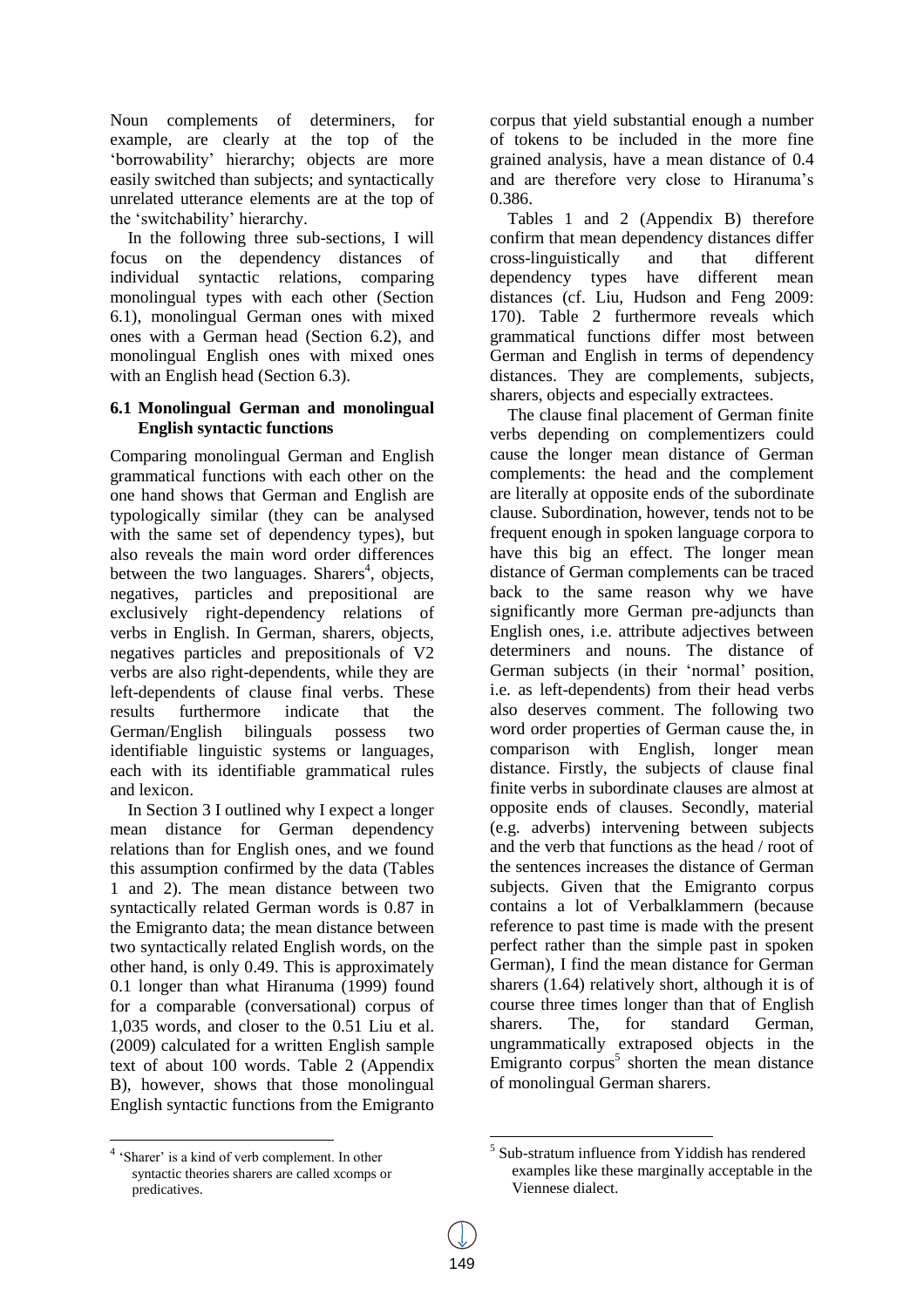Noun complements of determiners, for example, are clearly at the top of the 'borrowability' hierarchy; objects are more easily switched than subjects; and syntactically unrelated utterance elements are at the top of the 'switchability' hierarchy.

In the following three sub-sections, I will focus on the dependency distances of individual syntactic relations, comparing monolingual types with each other (Section 6.1), monolingual German ones with mixed ones with a German head (Section 6.2), and monolingual English ones with mixed ones with an English head (Section 6.3).

### 6.1 Monolingual German and monolingual English syntactic functions

Comparing monolingual German and English grammatical functions with each other on the one hand shows that German and English are typologically similar (they can be analysed with the same set of dependency types), but also reveals the main word order differences between the two languages. Sharers[4], objects, negatives, particles and prepositional are exclusively right-dependency relations of verbs in English. In German, sharers, objects, negatives particles and prepositionals of V2 verbs are also right-dependents, while they are left-dependents of clause final verbs. These results furthermore indicate that the German/English bilinguals possess two identifiable linguistic systems or languages, each with its identifiable grammatical rules and lexicon.

In Section 3 I outlined why I expect a longer mean distance for German dependency relations than for English ones, and we found this assumption confirmed by the data (Tables 1 and 2). The mean distance between two syntactically related German words is 0.87 in the Emigranto data; the mean distance between two syntactically related English words, on the other hand, is only 0.49. This is approximately 0.1 longer than what Hiranuma (1999) found for a comparable (conversational) corpus of 1,035 words, and closer to the 0.51 Liu et al. (2009) calculated for a written English sample text of about 100 words. Table 2 (Appendix B), however, shows that those monolingual English syntactic functions from the Emigranto corpus that yield substantial enough a number of tokens to be included in the more fine grained analysis, have a mean distance of 0.4 and are therefore very close to Hiranuma's 0.386.

Tables 1 and 2 (Appendix B) therefore confirm that mean dependency distances differ cross-linguistically and that different dependency types have different mean distances (cf. Liu, Hudson and Feng 2009: 170). Table 2 furthermore reveals which grammatical functions differ most between German and English in terms of dependency distances. They are complements, subjects, sharers, objects and especially extractees.

The clause final placement of German finite verbs depending on complementizers could cause the longer mean distance of German complements: the head and the complement are literally at opposite ends of the subordinate clause. Subordination, however, tends not to be frequent enough in spoken language corpora to have this big an effect. The longer mean distance of German complements can be traced back to the same reason why we have significantly more German pre-adjuncts than English ones, i.e. attribute adjectives between determiners and nouns. The distance of German subjects (in their 'normal' position, i.e. as left-dependents) from their head verbs also deserves comment. The following two word order properties of German cause the, in comparison with English, longer mean distance. Firstly, the subjects of clause final finite verbs in subordinate clauses are almost at opposite ends of clauses. Secondly, material (e.g. adverbs) intervening between subjects and the verb that functions as the head / root of the sentences increases the distance of German subjects. Given that the Emigranto corpus contains a lot of Verbalklammern (because reference to past time is made with the present perfect rather than the simple past in spoken German), I find the mean distance for German sharers (1.64) relatively short, although it is of course three times longer than that of English sharers. The, for standard German, ungrammatically extraposed objects in the Emigranto corpus[5] shorten the mean distance of monolingual German sharers.

---

[4] 'Sharer' is a kind of verb complement. In other syntactic theories sharers are called xcomps or predicatives.

[5] Sub-stratum influence from Yiddish has rendered examples like these marginally acceptable in the Viennese dialect.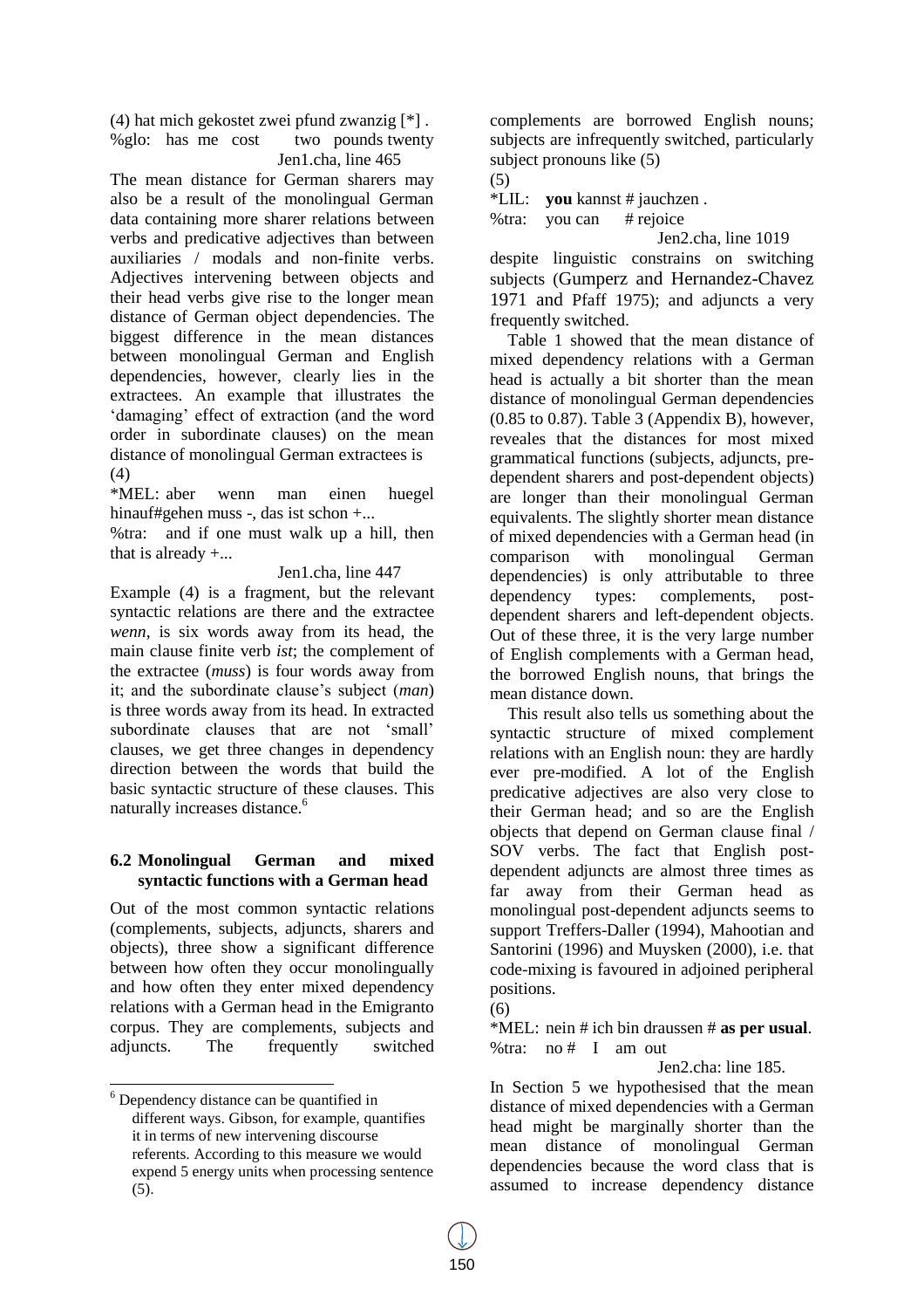(4) hat mich gekostet zwei pfund zwanzig [*] .
%glo: has me cost two pounds twenty

Jen1.cha, line 465

The mean distance for German sharers may also be a result of the monolingual German data containing more sharer relations between verbs and predicative adjectives than between auxiliaries / modals and non-finite verbs. Adjectives intervening between objects and their head verbs give rise to the longer mean distance of German object dependencies. The biggest difference in the mean distances between monolingual German and English dependencies, however, clearly lies in the extractees. An example that illustrates the 'damaging' effect of extraction (and the word order in subordinate clauses) on the mean distance of monolingual German extractees is (4)

*MEL: aber wenn man einen huegel hinauf#gehen muss -, das ist schon +...
%tra: and if one must walk up a hill, then that is already +...

Jen1.cha, line 447

Example (4) is a fragment, but the relevant syntactic relations are there and the extractee *wenn*, is six words away from its head, the main clause finite verb *ist*; the complement of the extractee (*muss*) is four words away from it; and the subordinate clause's subject (*man*) is three words away from its head. In extracted subordinate clauses that are not 'small' clauses, we get three changes in dependency direction between the words that build the basic syntactic structure of these clauses. This naturally increases distance.[6]

## 6.2 Monolingual German and mixed syntactic functions with a German head

Out of the most common syntactic relations (complements, subjects, adjuncts, sharers and objects), three show a significant difference between how often they occur monolingually and how often they enter mixed dependency relations with a German head in the Emigranto corpus. They are complements, subjects and adjuncts. The frequently switched complements are borrowed English nouns; subjects are infrequently switched, particularly subject pronouns like (5)

(5)
*LIL: **you** kannst # jauchzen .
%tra: you can # rejoice

Jen2.cha, line 1019

despite linguistic constrains on switching subjects (Gumperz and Hernandez-Chavez 1971 and Pfaff 1975); and adjuncts a very frequently switched.

Table 1 showed that the mean distance of mixed dependency relations with a German head is actually a bit shorter than the mean distance of monolingual German dependencies (0.85 to 0.87). Table 3 (Appendix B), however, reveales that the distances for most mixed grammatical functions (subjects, adjuncts, pre-dependent sharers and post-dependent objects) are longer than their monolingual German equivalents. The slightly shorter mean distance of mixed dependencies with a German head (in comparison with monolingual German dependencies) is only attributable to three dependency types: complements, post-dependent sharers and left-dependent objects. Out of these three, it is the very large number of English complements with a German head, the borrowed English nouns, that brings the mean distance down.

This result also tells us something about the syntactic structure of mixed complement relations with an English noun: they are hardly ever pre-modified. A lot of the English predicative adjectives are also very close to their German head; and so are the English objects that depend on German clause final / SOV verbs. The fact that English post-dependent adjuncts are almost three times as far away from their German head as monolingual post-dependent adjuncts seems to support Treffers-Daller (1994), Mahootian and Santorini (1996) and Muysken (2000), i.e. that code-mixing is favoured in adjoined peripheral positions.

(6)
*MEL: nein # ich bin draussen # **as per usual**.
%tra: no # I am out

Jen2.cha: line 185.

In Section 5 we hypothesised that the mean distance of mixed dependencies with a German head might be marginally shorter than the mean distance of monolingual German dependencies because the word class that is assumed to increase dependency distance

[6] Dependency distance can be quantified in different ways. Gibson, for example, quantifies it in terms of new intervening discourse referents. According to this measure we would expend 5 energy units when processing sentence (5).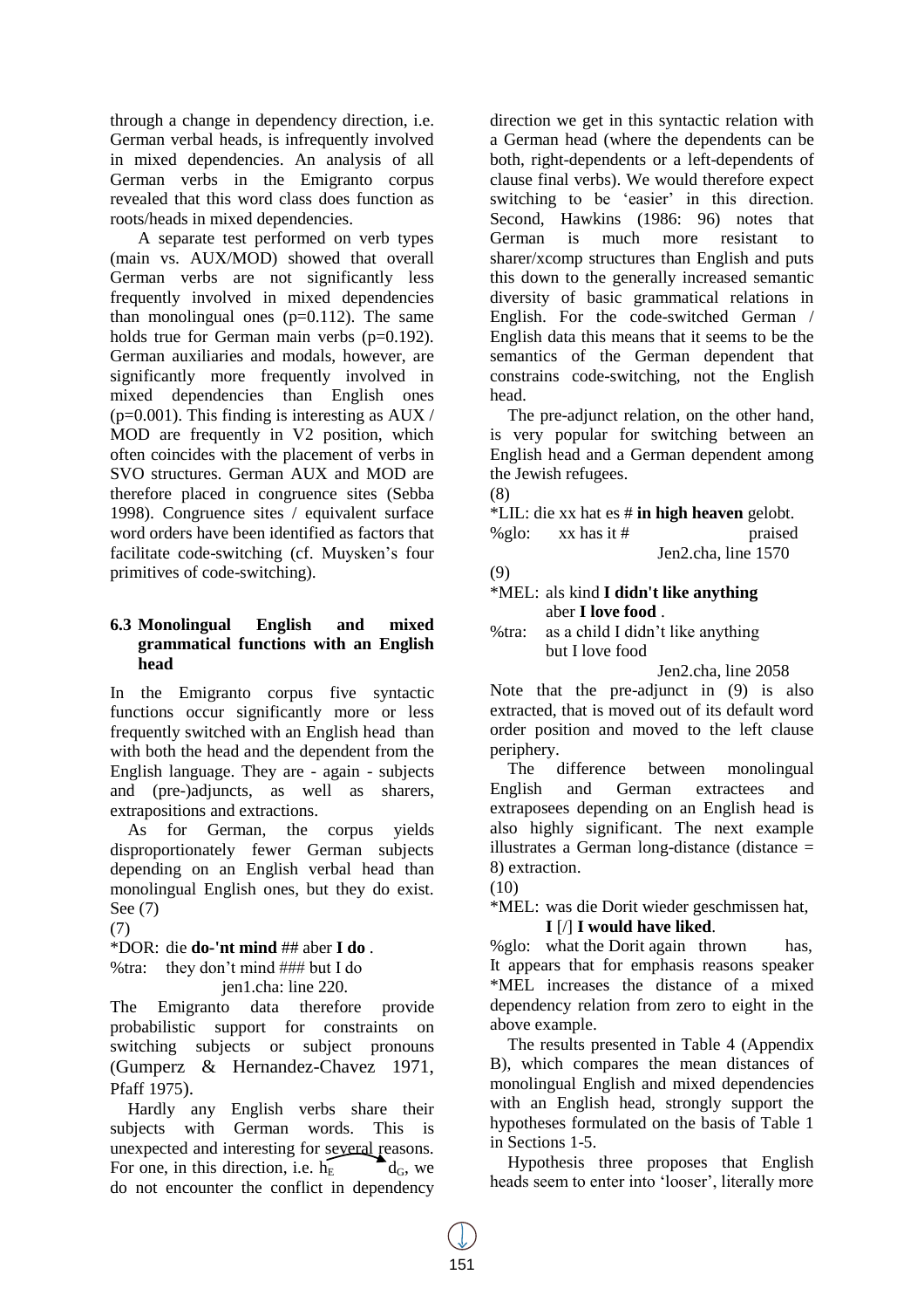through a change in dependency direction, i.e. German verbal heads, is infrequently involved in mixed dependencies. An analysis of all German verbs in the Emigranto corpus revealed that this word class does function as roots/heads in mixed dependencies.

A separate test performed on verb types (main vs. AUX/MOD) showed that overall German verbs are not significantly less frequently involved in mixed dependencies than monolingual ones (p=0.112). The same holds true for German main verbs (p=0.192). German auxiliaries and modals, however, are significantly more frequently involved in mixed dependencies than English ones (p=0.001). This finding is interesting as AUX / MOD are frequently in V2 position, which often coincides with the placement of verbs in SVO structures. German AUX and MOD are therefore placed in congruence sites (Sebba 1998). Congruence sites / equivalent surface word orders have been identified as factors that facilitate code-switching (cf. Muysken's four primitives of code-switching).

### 6.3 Monolingual English and mixed grammatical functions with an English head

In the Emigranto corpus five syntactic functions occur significantly more or less frequently switched with an English head than with both the head and the dependent from the English language. They are - again - subjects and (pre-)adjuncts, as well as sharers, extrapositions and extractions.

As for German, the corpus yields disproportionately fewer German subjects depending on an English verbal head than monolingual English ones, but they do exist. See (7)

(7)

*DOR: die **do-'nt mind** ## aber **I do** .
%tra: they don't mind ### but I do
jen1.cha: line 220.

The Emigranto data therefore provide probabilistic support for constraints on switching subjects or subject pronouns (Gumperz & Hernandez-Chavez 1971, Pfaff 1975).

Hardly any English verbs share their subjects with German words. This is unexpected and interesting for several reasons. For one, in this direction, i.e. $h_E \rightarrow d_G$, we do not encounter the conflict in dependency direction we get in this syntactic relation with a German head (where the dependents can be both, right-dependents or a left-dependents of clause final verbs). We would therefore expect switching to be 'easier' in this direction. Second, Hawkins (1986: 96) notes that German is much more resistant to sharer/xcomp structures than English and puts this down to the generally increased semantic diversity of basic grammatical relations in English. For the code-switched German / English data this means that it seems to be the semantics of the German dependent that constrains code-switching, not the English head.

The pre-adjunct relation, on the other hand, is very popular for switching between an English head and a German dependent among the Jewish refugees.

(8)

*LIL: die xx hat es # **in high heaven** gelobt.
%glo: xx has it # praised
Jen2.cha, line 1570

(9)

*MEL: als kind **I didn't like anything** aber **I love food** .
%tra: as a child I didn't like anything but I love food
Jen2.cha, line 2058

Note that the pre-adjunct in (9) is also extracted, that is moved out of its default word order position and moved to the left clause periphery.

The difference between monolingual English and German extractees and extraposees depending on an English head is also highly significant. The next example illustrates a German long-distance (distance = 8) extraction.

(10)

*MEL: was die Dorit wieder geschmissen hat, **I** [/] **I would have liked**.
%glo: what the Dorit again thrown has,

It appears that for emphasis reasons speaker *MEL increases the distance of a mixed dependency relation from zero to eight in the above example.

The results presented in Table 4 (Appendix B), which compares the mean distances of monolingual English and mixed dependencies with an English head, strongly support the hypotheses formulated on the basis of Table 1 in Sections 1-5.

Hypothesis three proposes that English heads seem to enter into 'looser', literally more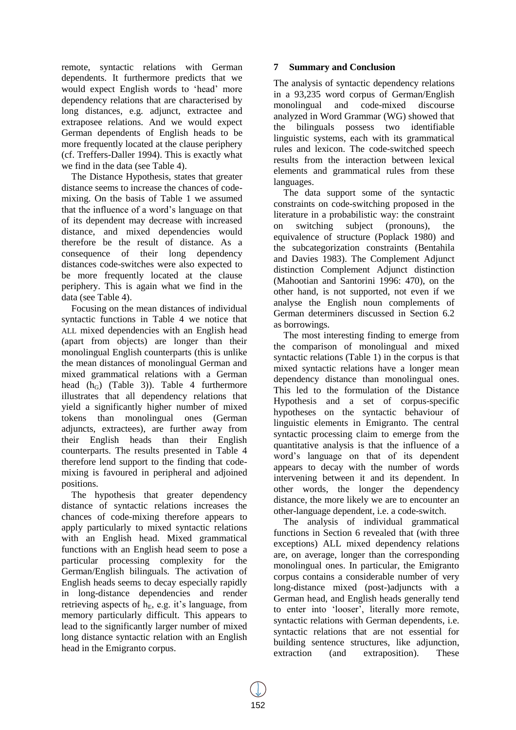remote, syntactic relations with German dependents. It furthermore predicts that we would expect English words to 'head' more dependency relations that are characterised by long distances, e.g. adjunct, extractee and extraposee relations. And we would expect German dependents of English heads to be more frequently located at the clause periphery (cf. Treffers-Daller 1994). This is exactly what we find in the data (see Table 4).

The Distance Hypothesis, states that greater distance seems to increase the chances of code-mixing. On the basis of Table 1 we assumed that the influence of a word's language on that of its dependent may decrease with increased distance, and mixed dependencies would therefore be the result of distance. As a consequence of their long dependency distances code-switches were also expected to be more frequently located at the clause periphery. This is again what we find in the data (see Table 4).

Focusing on the mean distances of individual syntactic functions in Table 4 we notice that ALL mixed dependencies with an English head (apart from objects) are longer than their monolingual English counterparts (this is unlike the mean distances of monolingual German and mixed grammatical relations with a German head ($h_G$) (Table 3)). Table 4 furthermore illustrates that all dependency relations that yield a significantly higher number of mixed tokens than monolingual ones (German adjuncts, extractees), are further away from their English heads than their English counterparts. The results presented in Table 4 therefore lend support to the finding that code-mixing is favoured in peripheral and adjoined positions.

The hypothesis that greater dependency distance of syntactic relations increases the chances of code-mixing therefore appears to apply particularly to mixed syntactic relations with an English head. Mixed grammatical functions with an English head seem to pose a particular processing complexity for the German/English bilinguals. The activation of English heads seems to decay especially rapidly in long-distance dependencies and render retrieving aspects of $h_E$, e.g. it's language, from memory particularly difficult. This appears to lead to the significantly larger number of mixed long distance syntactic relation with an English head in the Emigranto corpus.

## 7 Summary and Conclusion

The analysis of syntactic dependency relations in a 93,235 word corpus of German/English monolingual and code-mixed discourse analyzed in Word Grammar (WG) showed that the bilinguals possess two identifiable linguistic systems, each with its grammatical rules and lexicon. The code-switched speech results from the interaction between lexical elements and grammatical rules from these languages.

The data support some of the syntactic constraints on code-switching proposed in the literature in a probabilistic way: the constraint on switching subject (pronouns), the equivalence of structure (Poplack 1980) and the subcategorization constraints (Bentahila and Davies 1983). The Complement Adjunct distinction Complement Adjunct distinction (Mahootian and Santorini 1996: 470), on the other hand, is not supported, not even if we analyse the English noun complements of German determiners discussed in Section 6.2 as borrowings.

The most interesting finding to emerge from the comparison of monolingual and mixed syntactic relations (Table 1) in the corpus is that mixed syntactic relations have a longer mean dependency distance than monolingual ones. This led to the formulation of the Distance Hypothesis and a set of corpus-specific hypotheses on the syntactic behaviour of linguistic elements in Emigranto. The central syntactic processing claim to emerge from the quantitative analysis is that the influence of a word's language on that of its dependent appears to decay with the number of words intervening between it and its dependent. In other words, the longer the dependency distance, the more likely we are to encounter an other-language dependent, i.e. a code-switch.

The analysis of individual grammatical functions in Section 6 revealed that (with three exceptions) ALL mixed dependency relations are, on average, longer than the corresponding monolingual ones. In particular, the Emigranto corpus contains a considerable number of very long-distance mixed (post-)adjuncts with a German head, and English heads generally tend to enter into 'looser', literally more remote, syntactic relations with German dependents, i.e. syntactic relations that are not essential for building sentence structures, like adjunction, extraction (and extraposition). These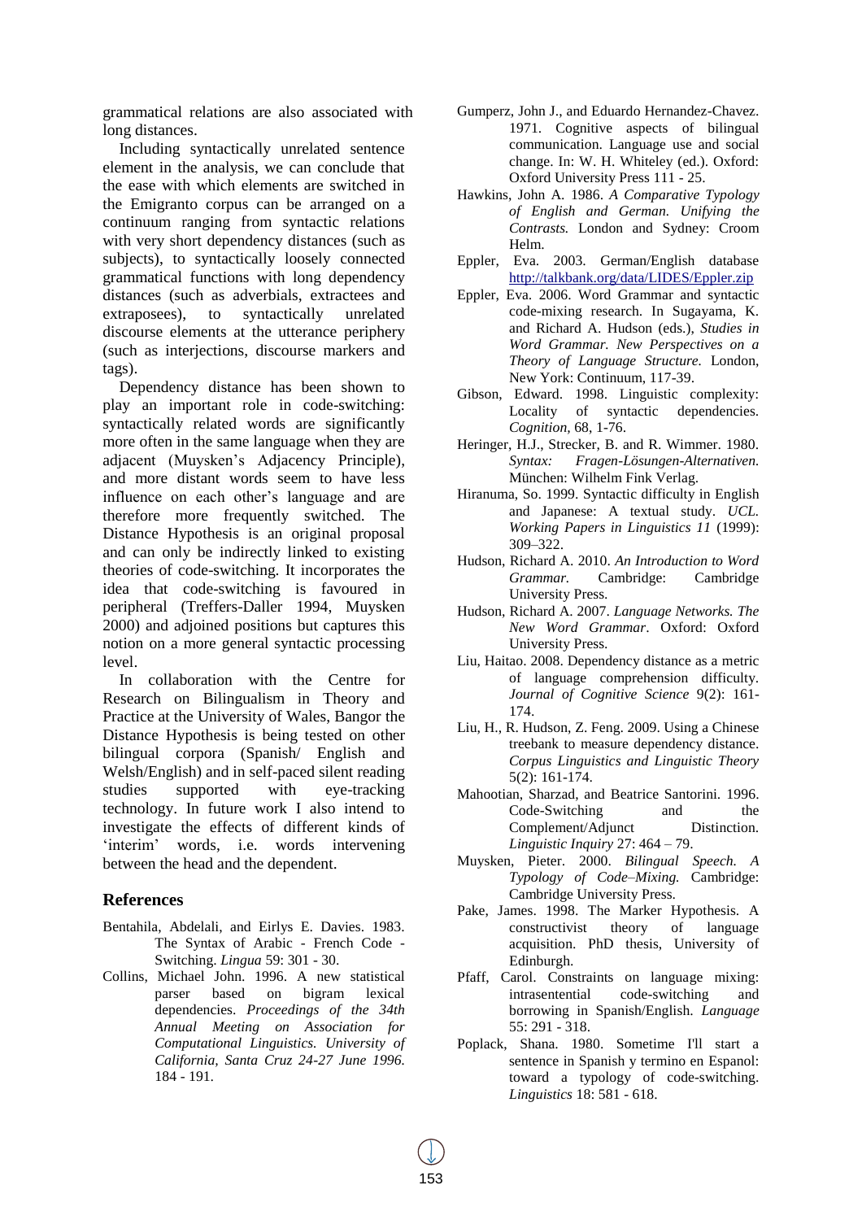grammatical relations are also associated with long distances.

Including syntactically unrelated sentence element in the analysis, we can conclude that the ease with which elements are switched in the Emigranto corpus can be arranged on a continuum ranging from syntactic relations with very short dependency distances (such as subjects), to syntactically loosely connected grammatical functions with long dependency distances (such as adverbials, extractees and extraposees), to syntactically unrelated discourse elements at the utterance periphery (such as interjections, discourse markers and tags).

Dependency distance has been shown to play an important role in code-switching: syntactically related words are significantly more often in the same language when they are adjacent (Muysken's Adjacency Principle), and more distant words seem to have less influence on each other's language and are therefore more frequently switched. The Distance Hypothesis is an original proposal and can only be indirectly linked to existing theories of code-switching. It incorporates the idea that code-switching is favoured in peripheral (Treffers-Daller 1994, Muysken 2000) and adjoined positions but captures this notion on a more general syntactic processing level.

In collaboration with the Centre for Research on Bilingualism in Theory and Practice at the University of Wales, Bangor the Distance Hypothesis is being tested on other bilingual corpora (Spanish/ English and Welsh/English) and in self-paced silent reading studies supported with eye-tracking technology. In future work I also intend to investigate the effects of different kinds of 'interim' words, i.e. words intervening between the head and the dependent.

## References

Bentahila, Abdelali, and Eirlys E. Davies. 1983. The Syntax of Arabic - French Code - Switching. *Lingua* 59: 301 - 30.

Collins, Michael John. 1996. A new statistical parser based on bigram lexical dependencies. *Proceedings of the 34th Annual Meeting on Association for Computational Linguistics. University of California, Santa Cruz 24-27 June 1996.* 184 - 191.

Gumperz, John J., and Eduardo Hernandez-Chavez. 1971. Cognitive aspects of bilingual communication. Language use and social change. In: W. H. Whiteley (ed.). Oxford: Oxford University Press 111 - 25.

Hawkins, John A. 1986. *A Comparative Typology of English and German. Unifying the Contrasts.* London and Sydney: Croom Helm.

Eppler, Eva. 2003. German/English database http://talkbank.org/data/LIDES/Eppler.zip

Eppler, Eva. 2006. Word Grammar and syntactic code-mixing research. In Sugayama, K. and Richard A. Hudson (eds.), *Studies in Word Grammar. New Perspectives on a Theory of Language Structure.* London, New York: Continuum, 117-39.

Gibson, Edward. 1998. Linguistic complexity: Locality of syntactic dependencies. *Cognition*, 68, 1-76.

Heringer, H.J., Strecker, B. and R. Wimmer. 1980. *Syntax: Fragen-Lösungen-Alternativen.* München: Wilhelm Fink Verlag.

Hiranuma, So. 1999. Syntactic difficulty in English and Japanese: A textual study. *UCL. Working Papers in Linguistics 11* (1999): 309–322.

Hudson, Richard A. 2010. *An Introduction to Word Grammar.* Cambridge: Cambridge University Press.

Hudson, Richard A. 2007. *Language Networks. The New Word Grammar*. Oxford: Oxford University Press.

Liu, Haitao. 2008. Dependency distance as a metric of language comprehension difficulty. *Journal of Cognitive Science* 9(2): 161-174.

Liu, H., R. Hudson, Z. Feng. 2009. Using a Chinese treebank to measure dependency distance. *Corpus Linguistics and Linguistic Theory* 5(2): 161-174.

Mahootian, Sharzad, and Beatrice Santorini. 1996. Code-Switching and the Complement/Adjunct Distinction. *Linguistic Inquiry* 27: 464 – 79.

Muysken, Pieter. 2000. *Bilingual Speech. A Typology of Code–Mixing.* Cambridge: Cambridge University Press.

Pake, James. 1998. The Marker Hypothesis. A constructivist theory of language acquisition. PhD thesis, University of Edinburgh.

Pfaff, Carol. Constraints on language mixing: intrasentential code-switching and borrowing in Spanish/English. *Language* 55: 291 - 318.

Poplack, Shana. 1980. Sometime I'll start a sentence in Spanish y termino en Espanol: toward a typology of code-switching. *Linguistics* 18: 581 - 618.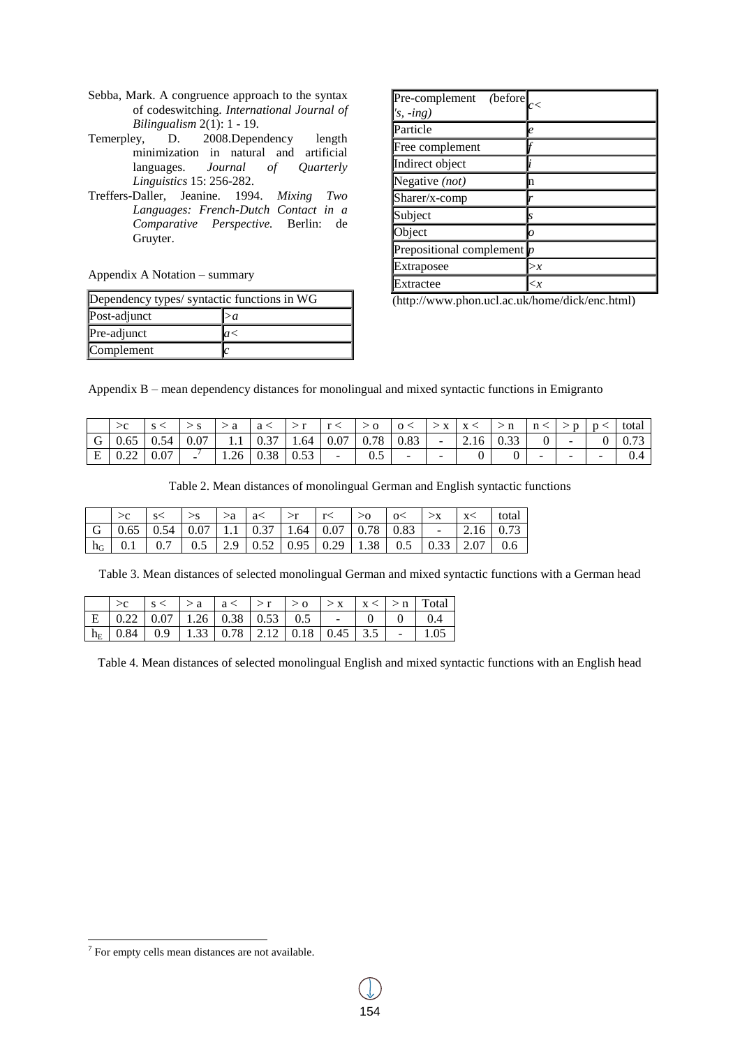Sebba, Mark. A congruence approach to the syntax of codeswitching. *International Journal of Bilingualism* 2(1): 1 - 19.

Temerpley, D. 2008.Dependency length minimization in natural and artificial languages. *Journal of Quarterly Linguistics* 15: 256-282.

Treffers-Daller, Jeanine. 1994. *Mixing Two Languages: French-Dutch Contact in a Comparative Perspective.* Berlin: de Gruyter.

Appendix A Notation – summary

| Dependency types/ syntactic functions in WG | |
|---|---|
| Post-adjunct | *>a* |
| Pre-adjunct | *a<* |
| Complement | *c* |
| Pre-complement *(before 's, -ing)* | *c<* |
| Particle | *e* |
| Free complement | *f* |
| Indirect object | *i* |
| Negative *(not)* | n |
| Sharer/x-comp | *r* |
| Subject | *s* |
| Object | *o* |
| Prepositional complement | *p* |
| Extraposee | *>x* |
| Extractee | *<x* |

(http://www.phon.ucl.ac.uk/home/dick/enc.html)

Appendix B – mean dependency distances for monolingual and mixed syntactic functions in Emigranto

| | >c | s < | > s | > a | a < | > r | r < | > o | o < | > x | x < | > n | n < | > p | p < | total |
|---|---|---|---|---|---|---|---|---|---|---|---|---|---|---|---|---|
| G | 0.65 | 0.54 | 0.07 | 1.1 | 0.37 | 1.64 | 0.07 | 0.78 | 0.83 | - | 2.16 | 0.33 | 0 | - | 0 | 0.73 |
| E | 0.22 | 0.07 | -[7] | 1.26 | 0.38 | 0.53 | - | 0.5 | - | - | 0 | 0 | - | - | - | 0.4 |

Table 2. Mean distances of monolingual German and English syntactic functions

| | >c | s< | >s | >a | a< | >r | r< | >o | o< | >x | x< | total |
|---|---|---|---|---|---|---|---|---|---|---|---|---|
| G | 0.65 | 0.54 | 0.07 | 1.1 | 0.37 | 1.64 | 0.07 | 0.78 | 0.83 | - | 2.16 | 0.73 |
| $h_G$ | 0.1 | 0.7 | 0.5 | 2.9 | 0.52 | 0.95 | 0.29 | 1.38 | 0.5 | 0.33 | 2.07 | 0.6 |

Table 3. Mean distances of selected monolingual German and mixed syntactic functions with a German head

| | >c | s < | > a | a < | > r | > o | > x | x < | > n | Total |
|---|---|---|---|---|---|---|---|---|---|---|
| E | 0.22 | 0.07 | 1.26 | 0.38 | 0.53 | 0.5 | - | 0 | 0 | 0.4 |
| $h_E$ | 0.84 | 0.9 | 1.33 | 0.78 | 2.12 | 0.18 | 0.45 | 3.5 | - | 1.05 |

Table 4. Mean distances of selected monolingual English and mixed syntactic functions with an English head

[7] For empty cells mean distances are not available.